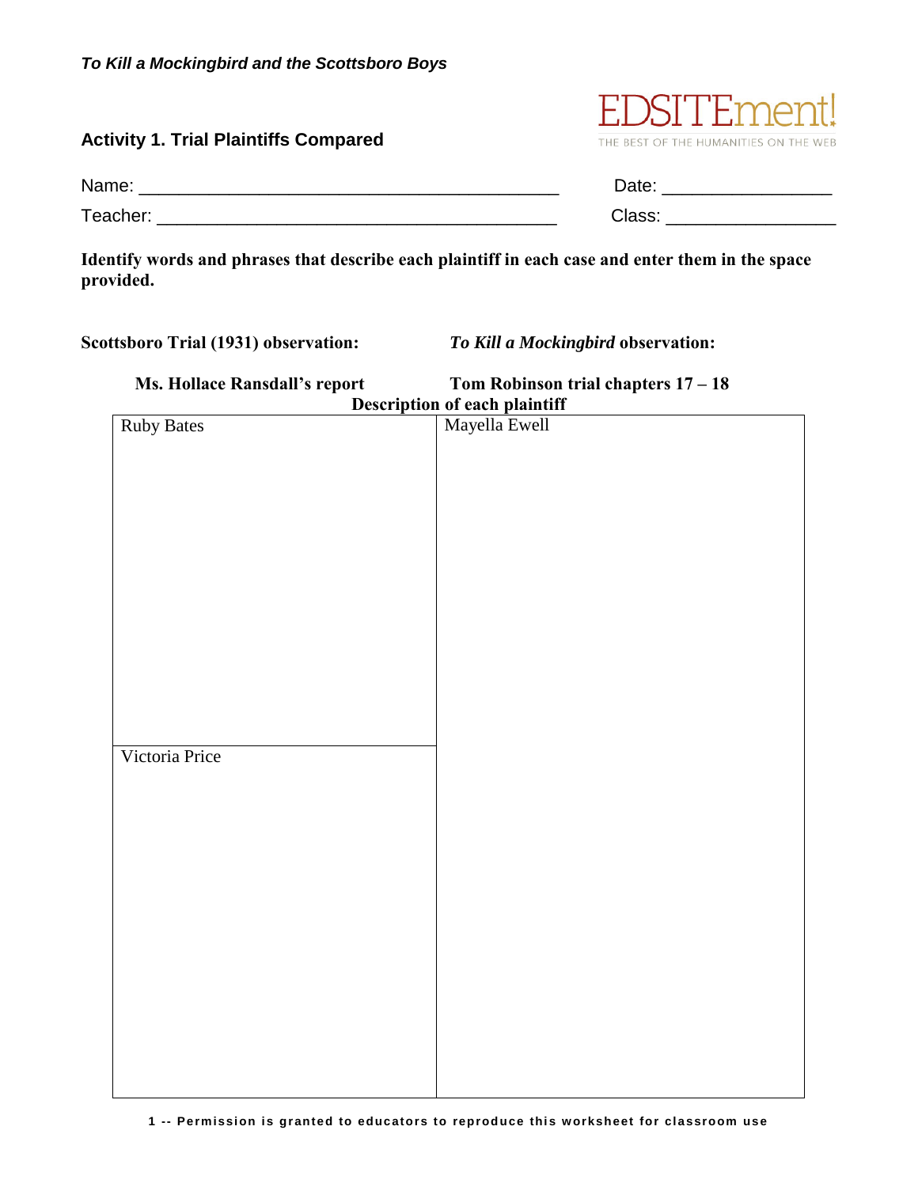*To Kill a Mockingbird and the Scottsboro Boys*

EDSITEment! THE BEST OF THE HUMANITIES ON THE WEB

### Activity 1. Trial Plaintiffs Compared

Name: ________________________________________ Date: ________________

Teacher: ______________________________________ Class: ________________

**Identify words and phrases that describe each plaintiff in each case and enter them in the space provided.**

**Scottsboro Trial (1931) observation:** | ***To Kill a Mockingbird* observation:**

**Ms. Hollace Ransdall's report** | **Tom Robinson trial chapters 17 – 18**

**Description of each plaintiff**

| Scottsboro Trial (1931) | To Kill a Mockingbird |
| --- | --- |
| Ruby Bates | Mayella Ewell |
| Victoria Price | |

**1 -- Permission is granted to educators to reproduce this worksheet for classroom use**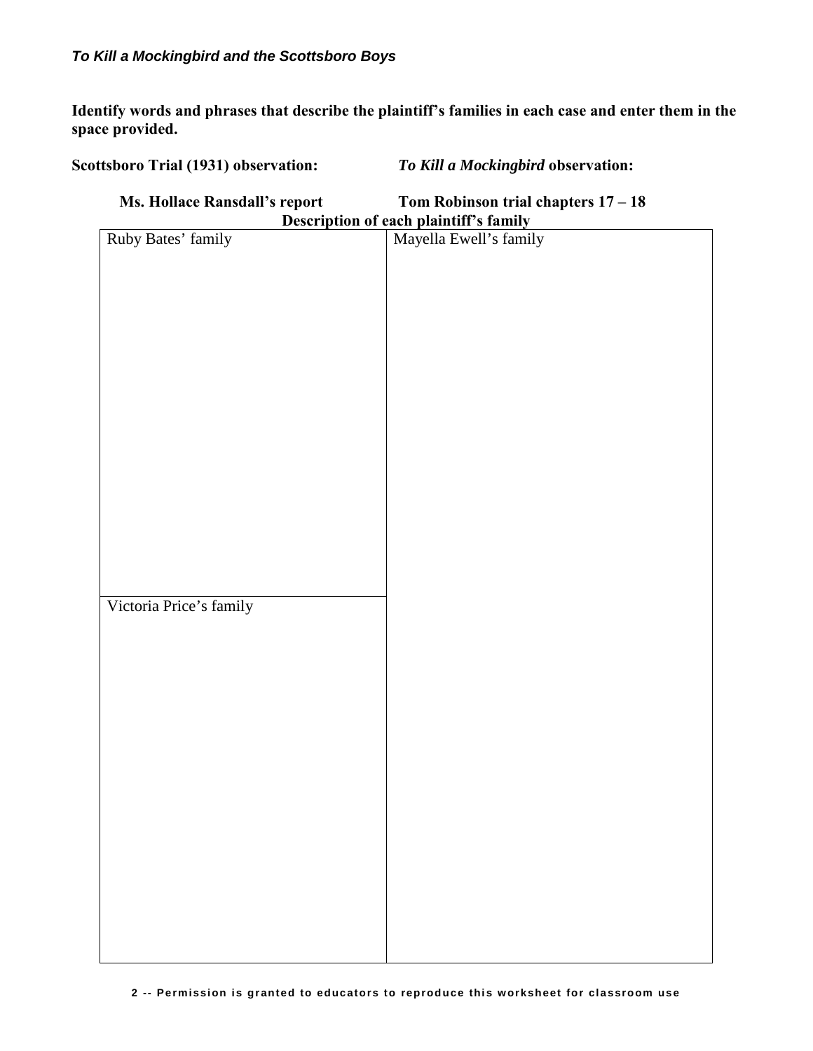***To Kill a Mockingbird and the Scottsboro Boys***

**Identify words and phrases that describe the plaintiff's families in each case and enter them in the space provided.**

**Scottsboro Trial (1931) observation:** — **Ms. Hollace Ransdall's report**

***To Kill a Mockingbird* observation:** — **Tom Robinson trial chapters 17 – 18**

**Description of each plaintiff's family**

| Scottsboro Trial (1931) | To Kill a Mockingbird |
| --- | --- |
| Ruby Bates' family | Mayella Ewell's family |
| Victoria Price's family | |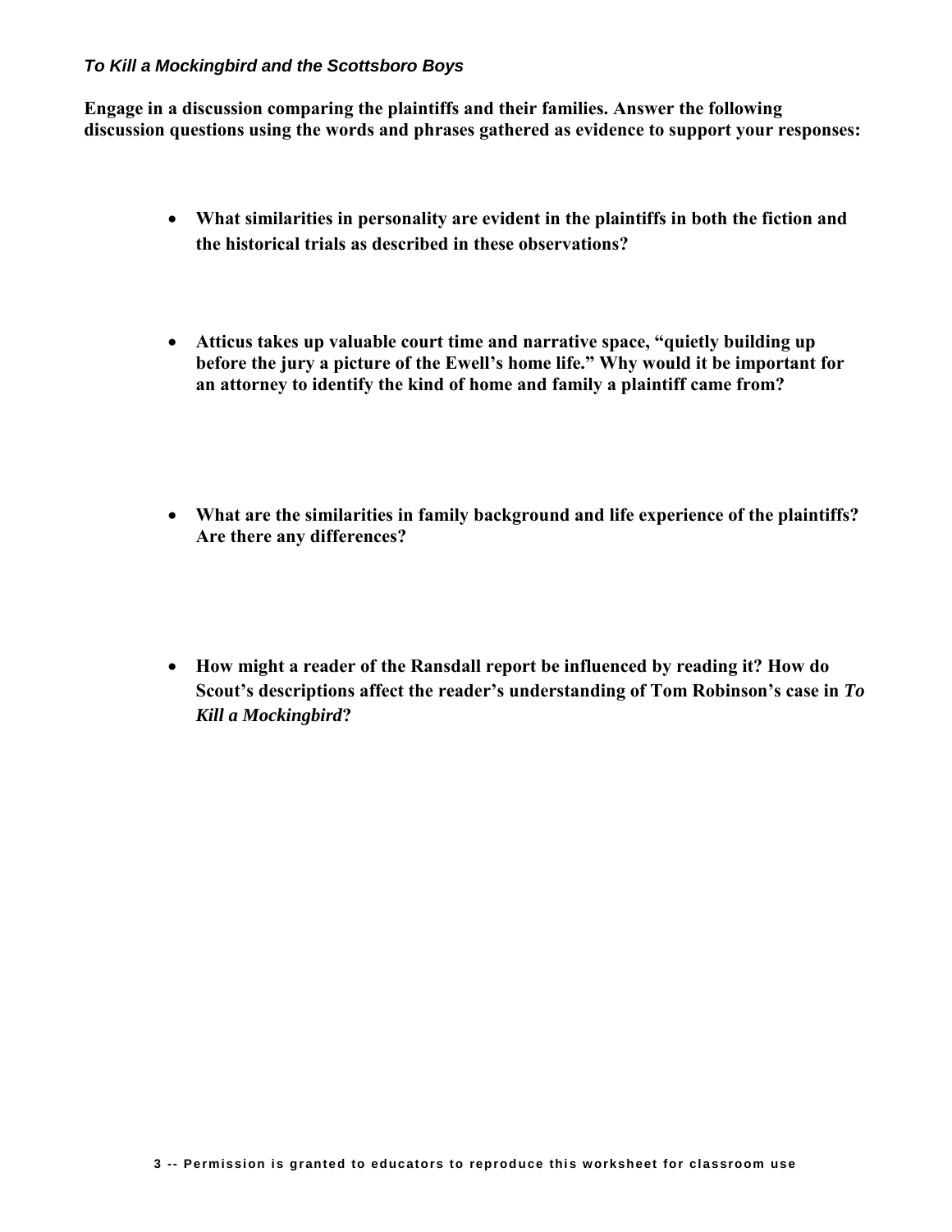***To Kill a Mockingbird and the Scottsboro Boys***

**Engage in a discussion comparing the plaintiffs and their families. Answer the following discussion questions using the words and phrases gathered as evidence to support your responses:**

- **What similarities in personality are evident in the plaintiffs in both the fiction and the historical trials as described in these observations?**

- **Atticus takes up valuable court time and narrative space, "quietly building up before the jury a picture of the Ewell's home life." Why would it be important for an attorney to identify the kind of home and family a plaintiff came from?**

- **What are the similarities in family background and life experience of the plaintiffs? Are there any differences?**

- **How might a reader of the Ransdall report be influenced by reading it? How do Scout's descriptions affect the reader's understanding of Tom Robinson's case in *To Kill a Mockingbird*?**